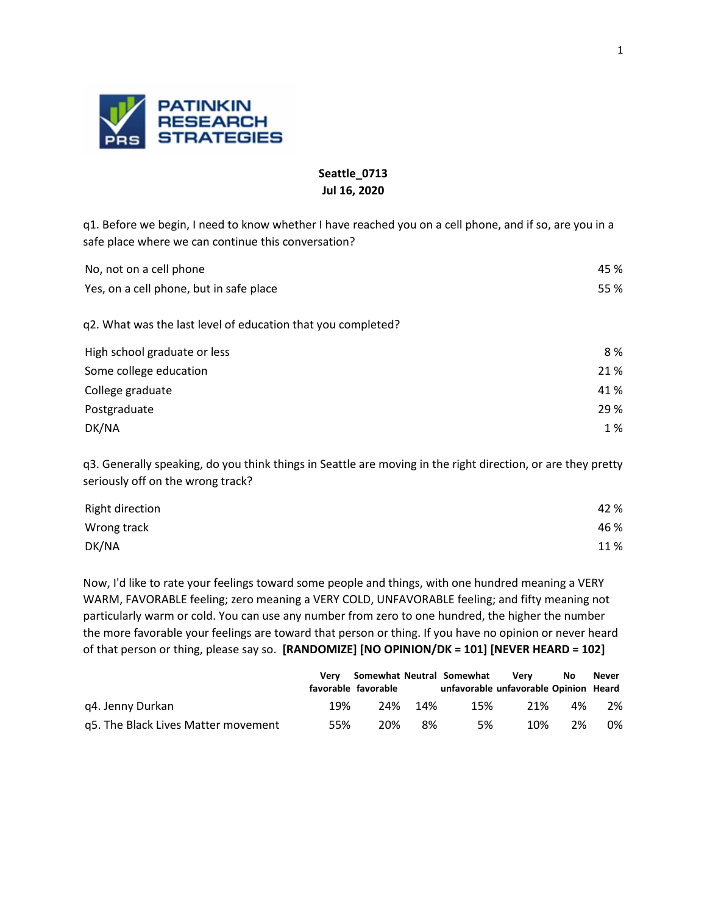PATINKIN RESEARCH STRATEGIES

**Seattle_0713**
**Jul 16, 2020**

q1. Before we begin, I need to know whether I have reached you on a cell phone, and if so, are you in a safe place where we can continue this conversation?

| | |
|---|---|
| No, not on a cell phone | 45 % |
| Yes, on a cell phone, but in safe place | 55 % |

q2. What was the last level of education that you completed?

| | |
|---|---|
| High school graduate or less | 8 % |
| Some college education | 21 % |
| College graduate | 41 % |
| Postgraduate | 29 % |
| DK/NA | 1 % |

q3. Generally speaking, do you think things in Seattle are moving in the right direction, or are they pretty seriously off on the wrong track?

| | |
|---|---|
| Right direction | 42 % |
| Wrong track | 46 % |
| DK/NA | 11 % |

Now, I'd like to rate your feelings toward some people and things, with one hundred meaning a VERY WARM, FAVORABLE feeling; zero meaning a VERY COLD, UNFAVORABLE feeling; and fifty meaning not particularly warm or cold. You can use any number from zero to one hundred, the higher the number the more favorable your feelings are toward that person or thing. If you have no opinion or never heard of that person or thing, please say so. **[RANDOMIZE] [NO OPINION/DK = 101] [NEVER HEARD = 102]**

| | Very favorable | Somewhat favorable | Neutral | Somewhat unfavorable | Very unfavorable | No Opinion | Never Heard |
|---|---|---|---|---|---|---|---|
| q4. Jenny Durkan | 19% | 24% | 14% | 15% | 21% | 4% | 2% |
| q5. The Black Lives Matter movement | 55% | 20% | 8% | 5% | 10% | 2% | 0% |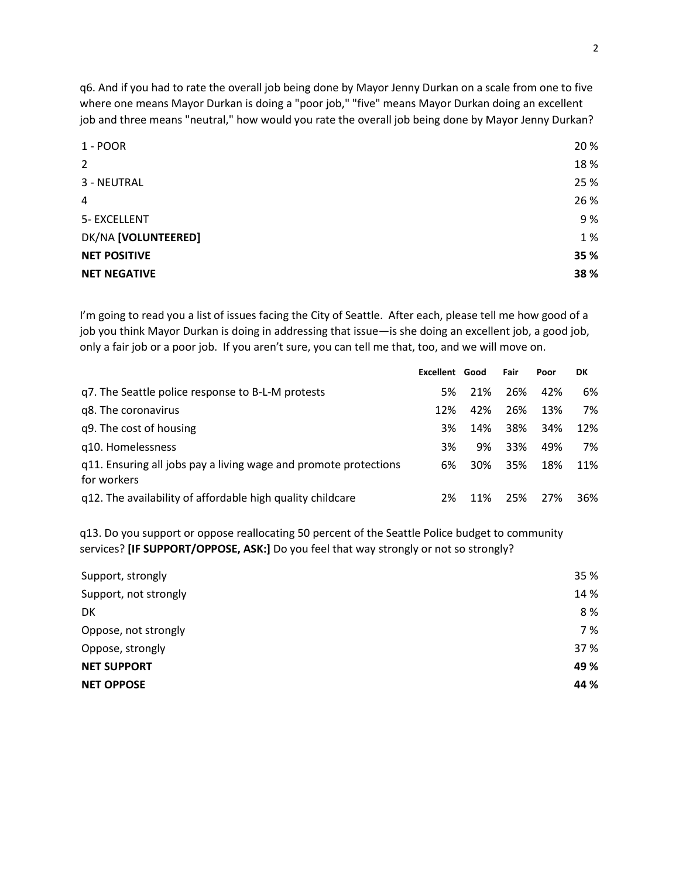q6. And if you had to rate the overall job being done by Mayor Jenny Durkan on a scale from one to five where one means Mayor Durkan is doing a "poor job," "five" means Mayor Durkan doing an excellent job and three means "neutral," how would you rate the overall job being done by Mayor Jenny Durkan?

| | |
|---|---|
| 1 - POOR | 20 % |
| 2 | 18 % |
| 3 - NEUTRAL | 25 % |
| 4 | 26 % |
| 5- EXCELLENT | 9 % |
| DK/NA **[VOLUNTEERED]** | 1 % |
| **NET POSITIVE** | **35 %** |
| **NET NEGATIVE** | **38 %** |

I'm going to read you a list of issues facing the City of Seattle. After each, please tell me how good of a job you think Mayor Durkan is doing in addressing that issue—is she doing an excellent job, a good job, only a fair job or a poor job. If you aren't sure, you can tell me that, too, and we will move on.

| | **Excellent** | **Good** | **Fair** | **Poor** | **DK** |
|---|---|---|---|---|---|
| q7. The Seattle police response to B-L-M protests | 5% | 21% | 26% | 42% | 6% |
| q8. The coronavirus | 12% | 42% | 26% | 13% | 7% |
| q9. The cost of housing | 3% | 14% | 38% | 34% | 12% |
| q10. Homelessness | 3% | 9% | 33% | 49% | 7% |
| q11. Ensuring all jobs pay a living wage and promote protections for workers | 6% | 30% | 35% | 18% | 11% |
| q12. The availability of affordable high quality childcare | 2% | 11% | 25% | 27% | 36% |

q13. Do you support or oppose reallocating 50 percent of the Seattle Police budget to community services? **[IF SUPPORT/OPPOSE, ASK:]** Do you feel that way strongly or not so strongly?

| | |
|---|---|
| Support, strongly | 35 % |
| Support, not strongly | 14 % |
| DK | 8 % |
| Oppose, not strongly | 7 % |
| Oppose, strongly | 37 % |
| **NET SUPPORT** | **49 %** |
| **NET OPPOSE** | **44 %** |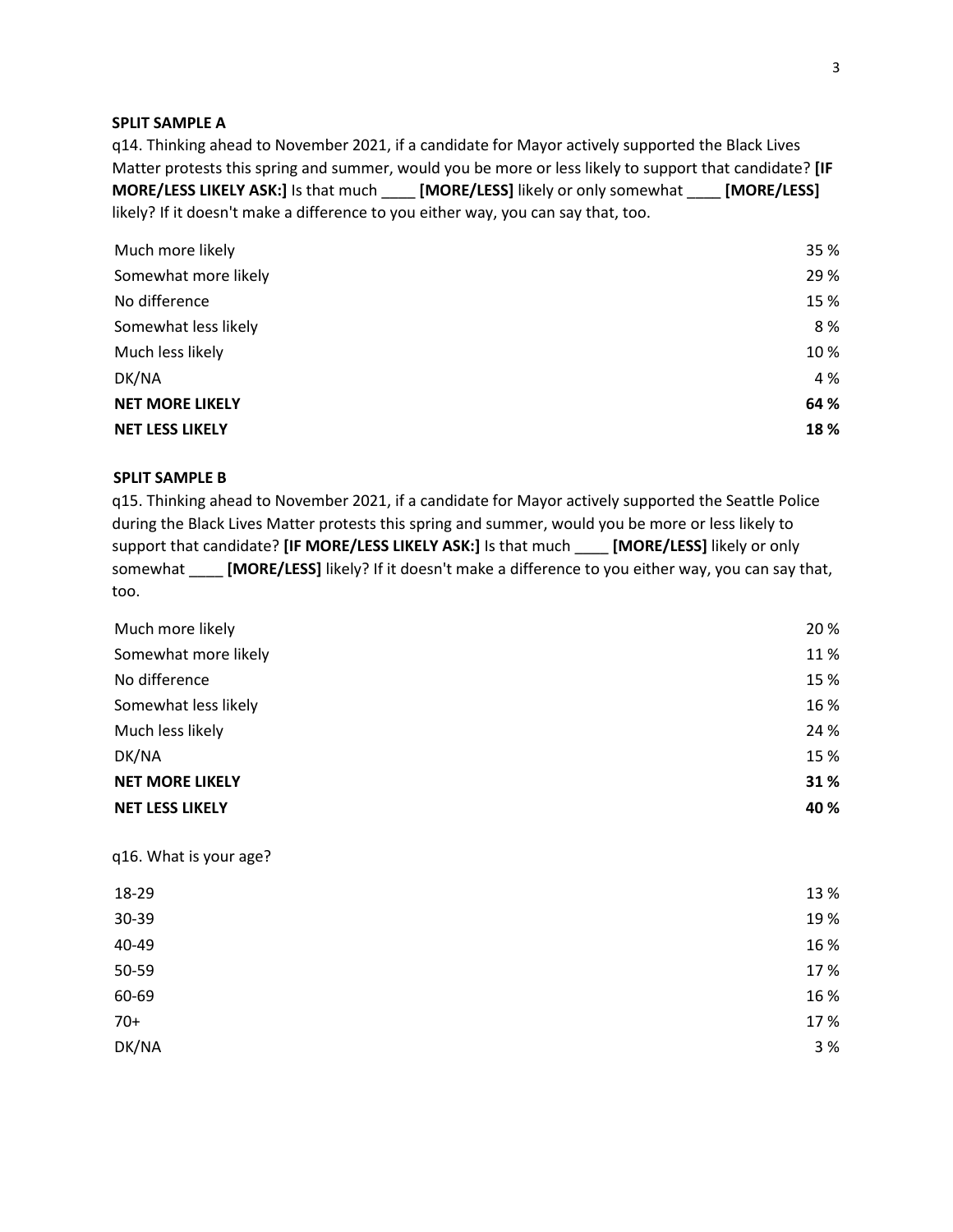**SPLIT SAMPLE A**

q14. Thinking ahead to November 2021, if a candidate for Mayor actively supported the Black Lives Matter protests this spring and summer, would you be more or less likely to support that candidate? **[IF MORE/LESS LIKELY ASK:]** Is that much ____ **[MORE/LESS]** likely or only somewhat ____ **[MORE/LESS]** likely? If it doesn't make a difference to you either way, you can say that, too.

| | |
|---|---|
| Much more likely | 35 % |
| Somewhat more likely | 29 % |
| No difference | 15 % |
| Somewhat less likely | 8 % |
| Much less likely | 10 % |
| DK/NA | 4 % |
| **NET MORE LIKELY** | **64 %** |
| **NET LESS LIKELY** | **18 %** |

**SPLIT SAMPLE B**

q15. Thinking ahead to November 2021, if a candidate for Mayor actively supported the Seattle Police during the Black Lives Matter protests this spring and summer, would you be more or less likely to support that candidate? **[IF MORE/LESS LIKELY ASK:]** Is that much ____ **[MORE/LESS]** likely or only somewhat ____ **[MORE/LESS]** likely? If it doesn't make a difference to you either way, you can say that, too.

| | |
|---|---|
| Much more likely | 20 % |
| Somewhat more likely | 11 % |
| No difference | 15 % |
| Somewhat less likely | 16 % |
| Much less likely | 24 % |
| DK/NA | 15 % |
| **NET MORE LIKELY** | **31 %** |
| **NET LESS LIKELY** | **40 %** |

q16. What is your age?

| | |
|---|---|
| 18-29 | 13 % |
| 30-39 | 19 % |
| 40-49 | 16 % |
| 50-59 | 17 % |
| 60-69 | 16 % |
| 70+ | 17 % |
| DK/NA | 3 % |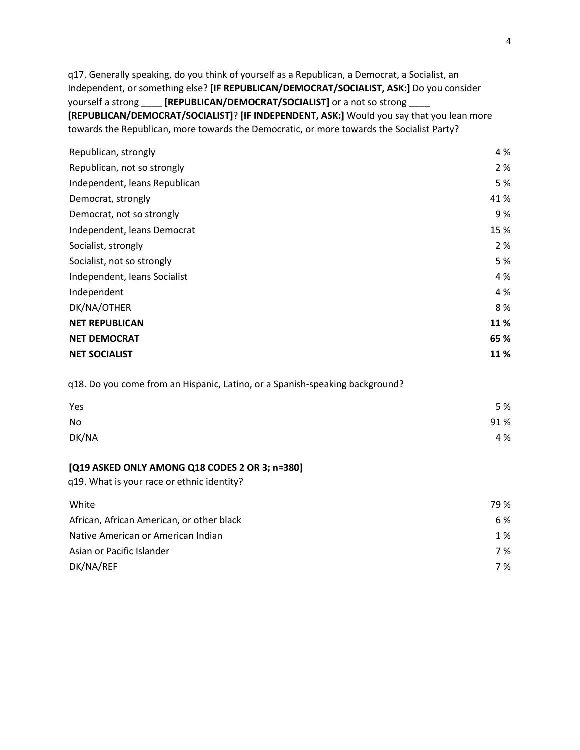q17. Generally speaking, do you think of yourself as a Republican, a Democrat, a Socialist, an Independent, or something else? **[IF REPUBLICAN/DEMOCRAT/SOCIALIST, ASK:]** Do you consider yourself a strong ____ **[REPUBLICAN/DEMOCRAT/SOCIALIST]** or a not so strong ____ **[REPUBLICAN/DEMOCRAT/SOCIALIST]**? **[IF INDEPENDENT, ASK:]** Would you say that you lean more towards the Republican, more towards the Democratic, or more towards the Socialist Party?

| | |
|---|---|
| Republican, strongly | 4 % |
| Republican, not so strongly | 2 % |
| Independent, leans Republican | 5 % |
| Democrat, strongly | 41 % |
| Democrat, not so strongly | 9 % |
| Independent, leans Democrat | 15 % |
| Socialist, strongly | 2 % |
| Socialist, not so strongly | 5 % |
| Independent, leans Socialist | 4 % |
| Independent | 4 % |
| DK/NA/OTHER | 8 % |
| **NET REPUBLICAN** | **11 %** |
| **NET DEMOCRAT** | **65 %** |
| **NET SOCIALIST** | **11 %** |

q18. Do you come from an Hispanic, Latino, or a Spanish-speaking background?

| | |
|---|---|
| Yes | 5 % |
| No | 91 % |
| DK/NA | 4 % |

**[Q19 ASKED ONLY AMONG Q18 CODES 2 OR 3; n=380]**

q19. What is your race or ethnic identity?

| | |
|---|---|
| White | 79 % |
| African, African American, or other black | 6 % |
| Native American or American Indian | 1 % |
| Asian or Pacific Islander | 7 % |
| DK/NA/REF | 7 % |